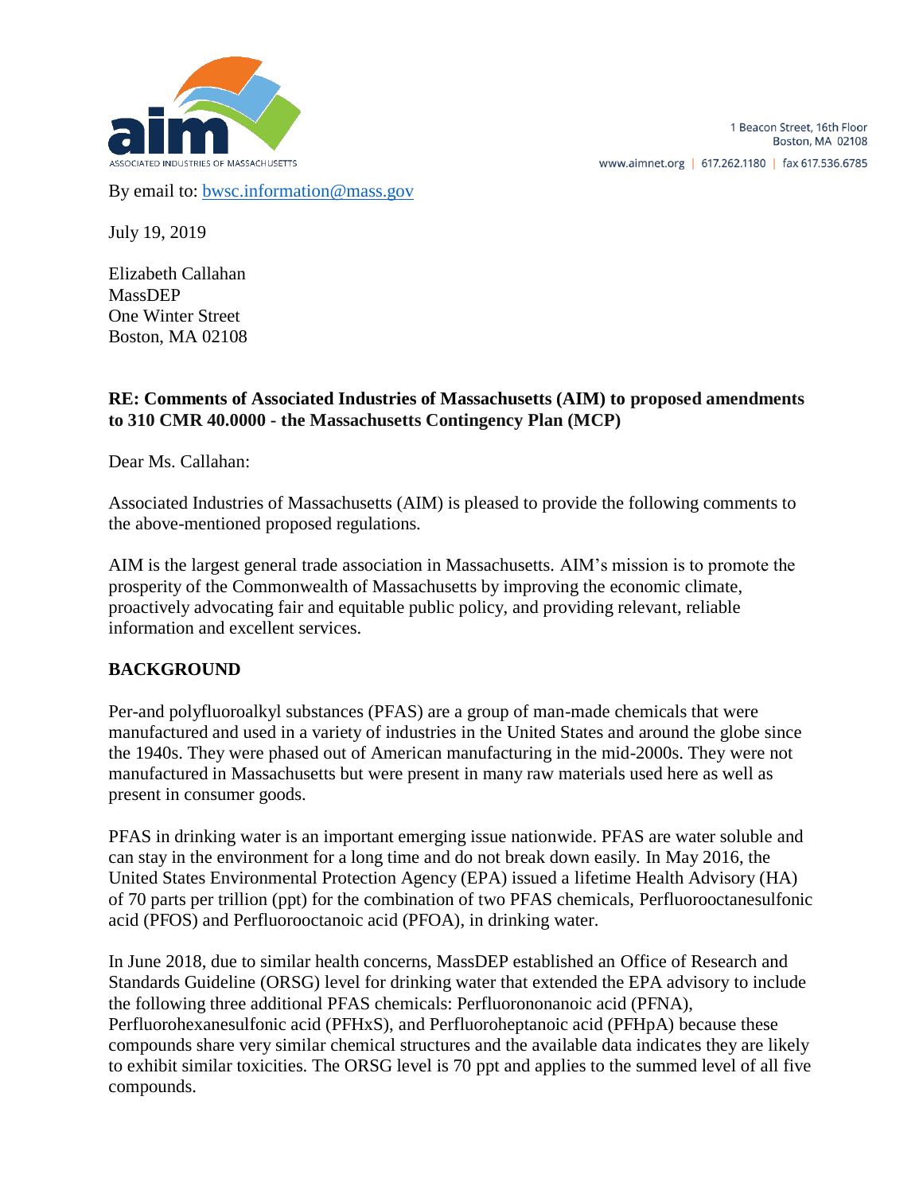aim

ASSOCIATED INDUSTRIES OF MASSACHUSETTS

1 Beacon Street, 16th Floor
Boston, MA 02108

www.aimnet.org | 617.262.1180 | fax 617.536.6785

By email to: bwsc.information@mass.gov

July 19, 2019

Elizabeth Callahan
MassDEP
One Winter Street
Boston, MA 02108

**RE: Comments of Associated Industries of Massachusetts (AIM) to proposed amendments to 310 CMR 40.0000 - the Massachusetts Contingency Plan (MCP)**

Dear Ms. Callahan:

Associated Industries of Massachusetts (AIM) is pleased to provide the following comments to the above-mentioned proposed regulations.

AIM is the largest general trade association in Massachusetts. AIM's mission is to promote the prosperity of the Commonwealth of Massachusetts by improving the economic climate, proactively advocating fair and equitable public policy, and providing relevant, reliable information and excellent services.

## BACKGROUND

Per-and polyfluoroalkyl substances (PFAS) are a group of man-made chemicals that were manufactured and used in a variety of industries in the United States and around the globe since the 1940s. They were phased out of American manufacturing in the mid-2000s. They were not manufactured in Massachusetts but were present in many raw materials used here as well as present in consumer goods.

PFAS in drinking water is an important emerging issue nationwide. PFAS are water soluble and can stay in the environment for a long time and do not break down easily. In May 2016, the United States Environmental Protection Agency (EPA) issued a lifetime Health Advisory (HA) of 70 parts per trillion (ppt) for the combination of two PFAS chemicals, Perfluorooctanesulfonic acid (PFOS) and Perfluorooctanoic acid (PFOA), in drinking water.

In June 2018, due to similar health concerns, MassDEP established an Office of Research and Standards Guideline (ORSG) level for drinking water that extended the EPA advisory to include the following three additional PFAS chemicals: Perfluorononanoic acid (PFNA), Perfluorohexanesulfonic acid (PFHxS), and Perfluoroheptanoic acid (PFHpA) because these compounds share very similar chemical structures and the available data indicates they are likely to exhibit similar toxicities. The ORSG level is 70 ppt and applies to the summed level of all five compounds.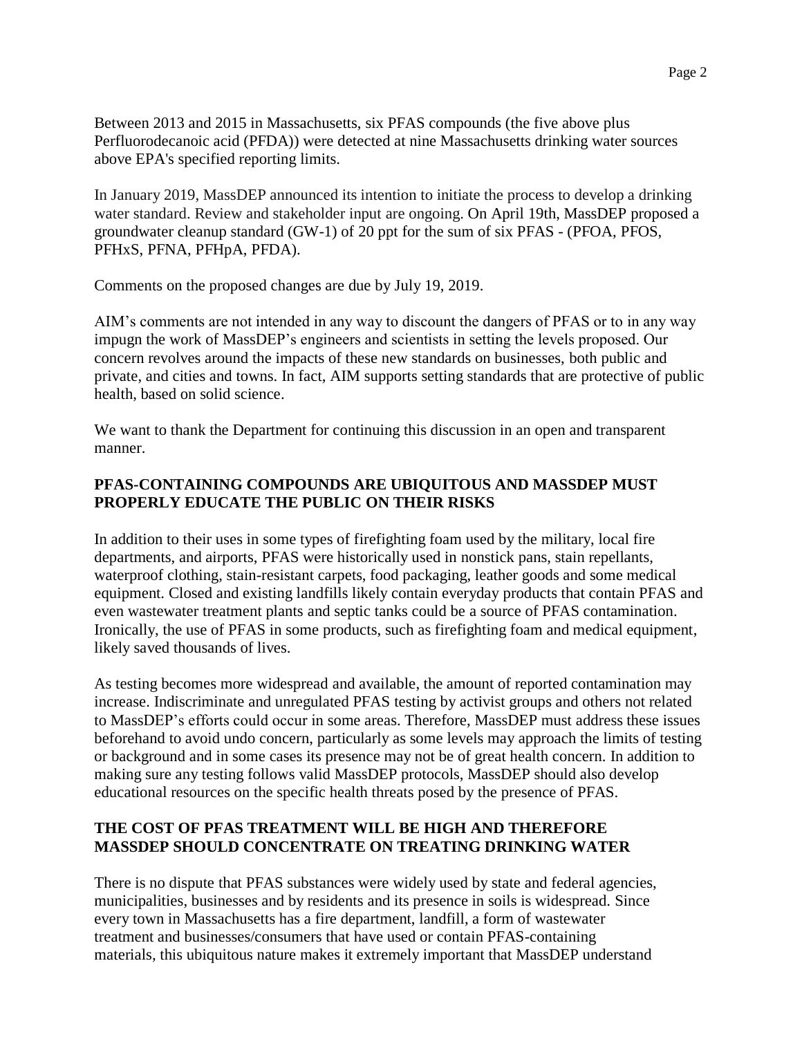Between 2013 and 2015 in Massachusetts, six PFAS compounds (the five above plus Perfluorodecanoic acid (PFDA)) were detected at nine Massachusetts drinking water sources above EPA's specified reporting limits.

In January 2019, MassDEP announced its intention to initiate the process to develop a drinking water standard. Review and stakeholder input are ongoing. On April 19th, MassDEP proposed a groundwater cleanup standard (GW-1) of 20 ppt for the sum of six PFAS - (PFOA, PFOS, PFHxS, PFNA, PFHpA, PFDA).

Comments on the proposed changes are due by July 19, 2019.

AIM's comments are not intended in any way to discount the dangers of PFAS or to in any way impugn the work of MassDEP's engineers and scientists in setting the levels proposed. Our concern revolves around the impacts of these new standards on businesses, both public and private, and cities and towns. In fact, AIM supports setting standards that are protective of public health, based on solid science.

We want to thank the Department for continuing this discussion in an open and transparent manner.

**PFAS-CONTAINING COMPOUNDS ARE UBIQUITOUS AND MASSDEP MUST PROPERLY EDUCATE THE PUBLIC ON THEIR RISKS**

In addition to their uses in some types of firefighting foam used by the military, local fire departments, and airports, PFAS were historically used in nonstick pans, stain repellants, waterproof clothing, stain-resistant carpets, food packaging, leather goods and some medical equipment. Closed and existing landfills likely contain everyday products that contain PFAS and even wastewater treatment plants and septic tanks could be a source of PFAS contamination. Ironically, the use of PFAS in some products, such as firefighting foam and medical equipment, likely saved thousands of lives.

As testing becomes more widespread and available, the amount of reported contamination may increase. Indiscriminate and unregulated PFAS testing by activist groups and others not related to MassDEP's efforts could occur in some areas. Therefore, MassDEP must address these issues beforehand to avoid undo concern, particularly as some levels may approach the limits of testing or background and in some cases its presence may not be of great health concern. In addition to making sure any testing follows valid MassDEP protocols, MassDEP should also develop educational resources on the specific health threats posed by the presence of PFAS.

**THE COST OF PFAS TREATMENT WILL BE HIGH AND THEREFORE MASSDEP SHOULD CONCENTRATE ON TREATING DRINKING WATER**

There is no dispute that PFAS substances were widely used by state and federal agencies, municipalities, businesses and by residents and its presence in soils is widespread. Since every town in Massachusetts has a fire department, landfill, a form of wastewater treatment and businesses/consumers that have used or contain PFAS-containing materials, this ubiquitous nature makes it extremely important that MassDEP understand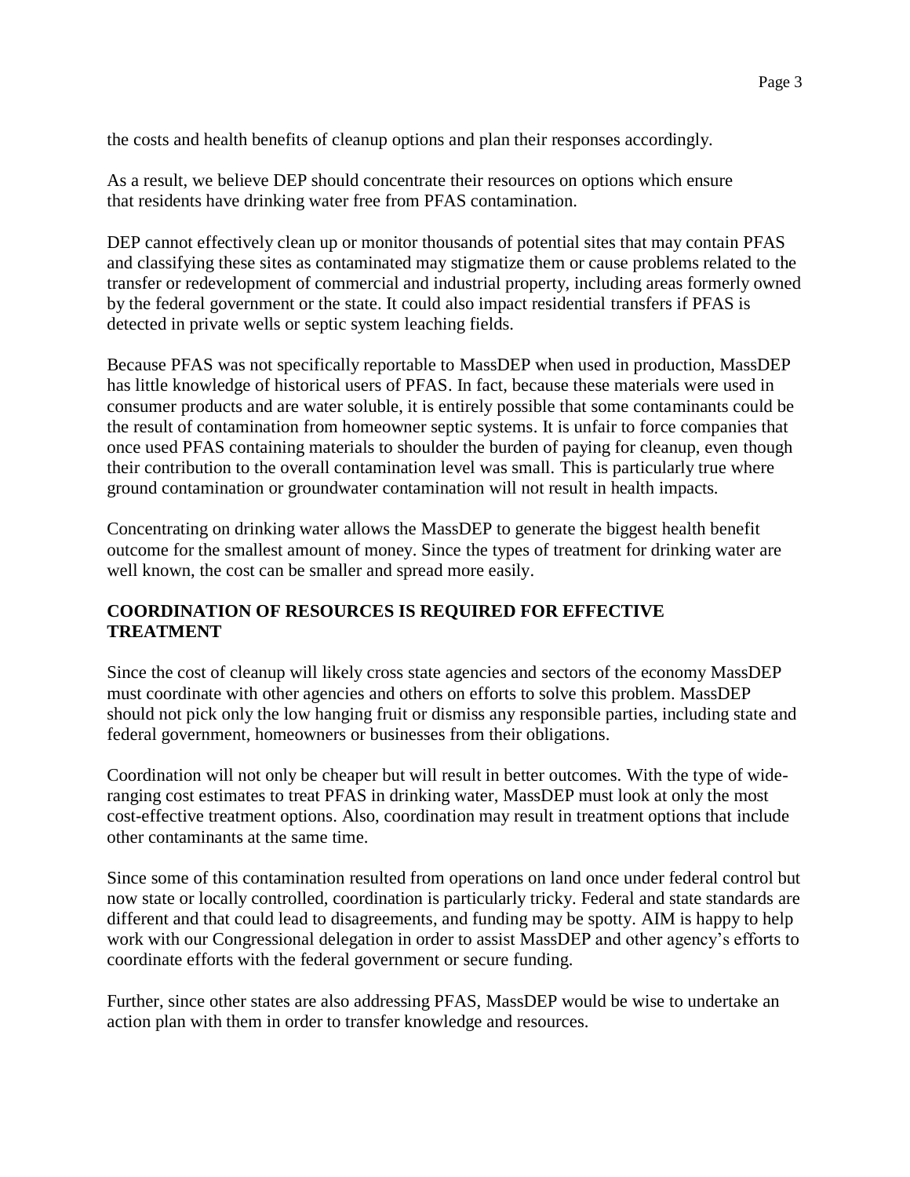the costs and health benefits of cleanup options and plan their responses accordingly.

As a result, we believe DEP should concentrate their resources on options which ensure that residents have drinking water free from PFAS contamination.

DEP cannot effectively clean up or monitor thousands of potential sites that may contain PFAS and classifying these sites as contaminated may stigmatize them or cause problems related to the transfer or redevelopment of commercial and industrial property, including areas formerly owned by the federal government or the state. It could also impact residential transfers if PFAS is detected in private wells or septic system leaching fields.

Because PFAS was not specifically reportable to MassDEP when used in production, MassDEP has little knowledge of historical users of PFAS. In fact, because these materials were used in consumer products and are water soluble, it is entirely possible that some contaminants could be the result of contamination from homeowner septic systems. It is unfair to force companies that once used PFAS containing materials to shoulder the burden of paying for cleanup, even though their contribution to the overall contamination level was small. This is particularly true where ground contamination or groundwater contamination will not result in health impacts.

Concentrating on drinking water allows the MassDEP to generate the biggest health benefit outcome for the smallest amount of money. Since the types of treatment for drinking water are well known, the cost can be smaller and spread more easily.

**COORDINATION OF RESOURCES IS REQUIRED FOR EFFECTIVE TREATMENT**

Since the cost of cleanup will likely cross state agencies and sectors of the economy MassDEP must coordinate with other agencies and others on efforts to solve this problem. MassDEP should not pick only the low hanging fruit or dismiss any responsible parties, including state and federal government, homeowners or businesses from their obligations.

Coordination will not only be cheaper but will result in better outcomes. With the type of wide-ranging cost estimates to treat PFAS in drinking water, MassDEP must look at only the most cost-effective treatment options. Also, coordination may result in treatment options that include other contaminants at the same time.

Since some of this contamination resulted from operations on land once under federal control but now state or locally controlled, coordination is particularly tricky. Federal and state standards are different and that could lead to disagreements, and funding may be spotty. AIM is happy to help work with our Congressional delegation in order to assist MassDEP and other agency's efforts to coordinate efforts with the federal government or secure funding.

Further, since other states are also addressing PFAS, MassDEP would be wise to undertake an action plan with them in order to transfer knowledge and resources.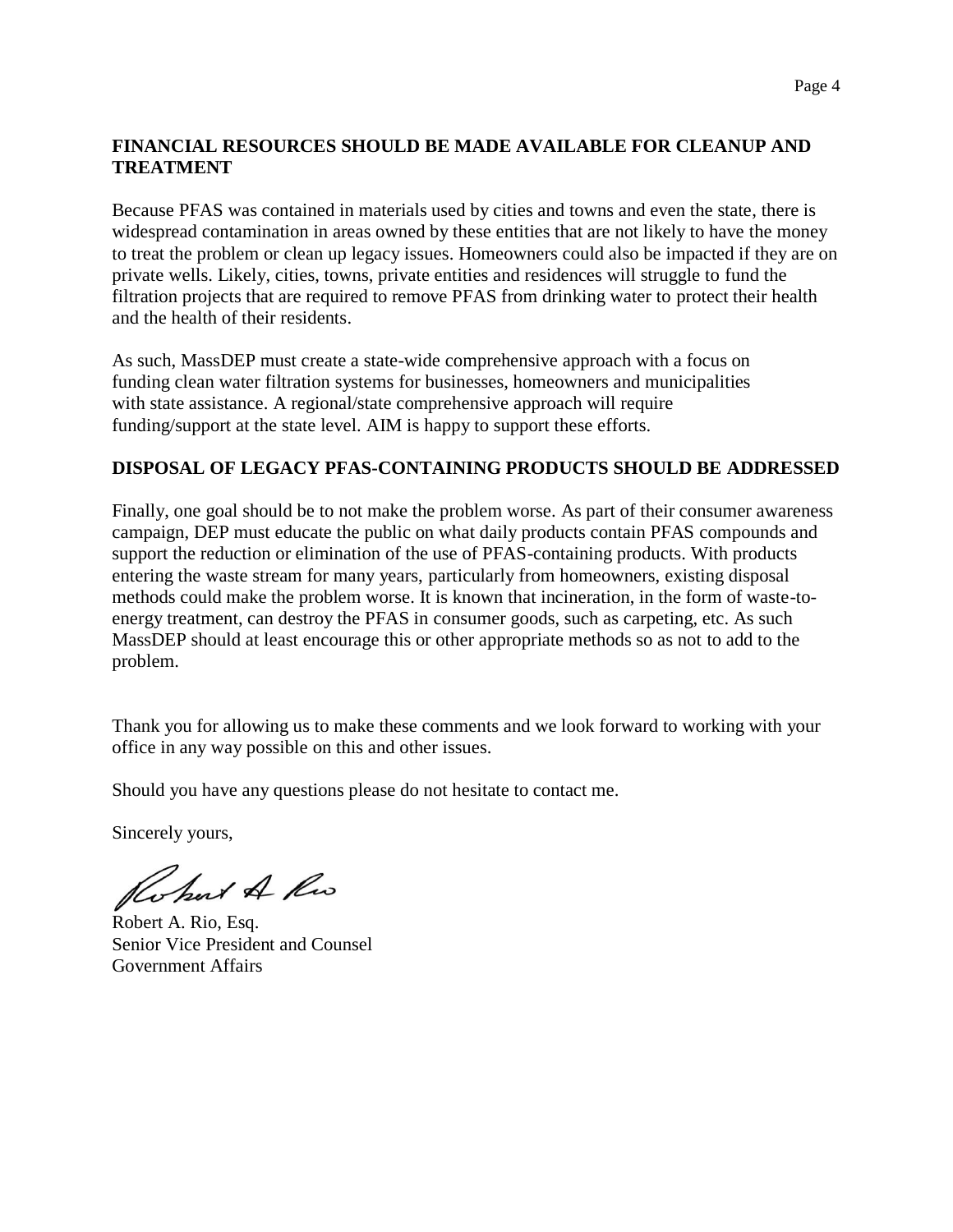**FINANCIAL RESOURCES SHOULD BE MADE AVAILABLE FOR CLEANUP AND TREATMENT**

Because PFAS was contained in materials used by cities and towns and even the state, there is widespread contamination in areas owned by these entities that are not likely to have the money to treat the problem or clean up legacy issues. Homeowners could also be impacted if they are on private wells. Likely, cities, towns, private entities and residences will struggle to fund the filtration projects that are required to remove PFAS from drinking water to protect their health and the health of their residents.

As such, MassDEP must create a state-wide comprehensive approach with a focus on funding clean water filtration systems for businesses, homeowners and municipalities with state assistance. A regional/state comprehensive approach will require funding/support at the state level. AIM is happy to support these efforts.

**DISPOSAL OF LEGACY PFAS-CONTAINING PRODUCTS SHOULD BE ADDRESSED**

Finally, one goal should be to not make the problem worse. As part of their consumer awareness campaign, DEP must educate the public on what daily products contain PFAS compounds and support the reduction or elimination of the use of PFAS-containing products. With products entering the waste stream for many years, particularly from homeowners, existing disposal methods could make the problem worse. It is known that incineration, in the form of waste-to-energy treatment, can destroy the PFAS in consumer goods, such as carpeting, etc. As such MassDEP should at least encourage this or other appropriate methods so as not to add to the problem.

Thank you for allowing us to make these comments and we look forward to working with your office in any way possible on this and other issues.

Should you have any questions please do not hesitate to contact me.

Sincerely yours,

Robert A. Rio

Robert A. Rio, Esq.
Senior Vice President and Counsel
Government Affairs